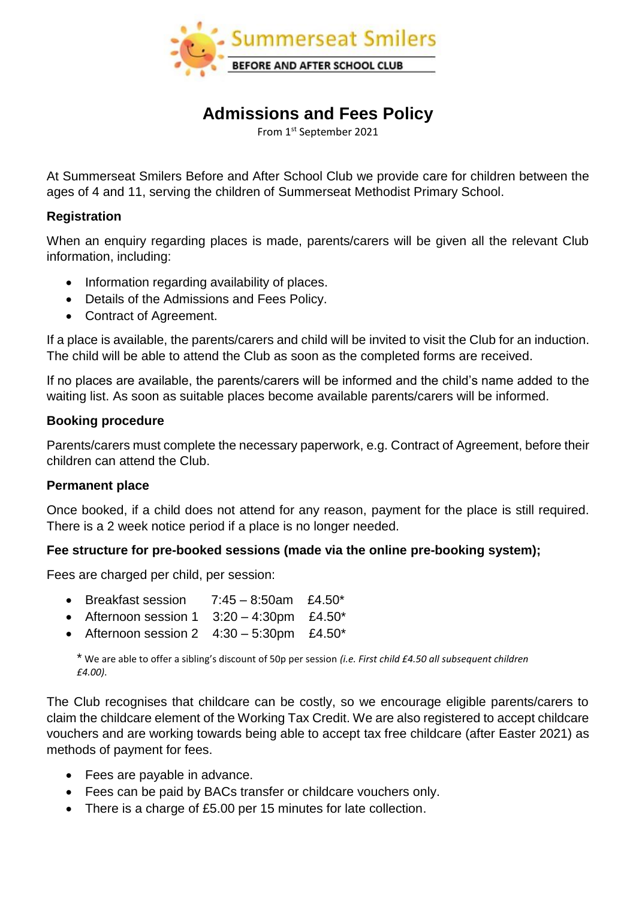Summerseat Smilers

BEFORE AND AFTER SCHOOL CLUB

# Admissions and Fees Policy

From 1st September 2021

At Summerseat Smilers Before and After School Club we provide care for children between the ages of 4 and 11, serving the children of Summerseat Methodist Primary School.

### Registration

When an enquiry regarding places is made, parents/carers will be given all the relevant Club information, including:

- Information regarding availability of places.
- Details of the Admissions and Fees Policy.
- Contract of Agreement.

If a place is available, the parents/carers and child will be invited to visit the Club for an induction. The child will be able to attend the Club as soon as the completed forms are received.

If no places are available, the parents/carers will be informed and the child's name added to the waiting list. As soon as suitable places become available parents/carers will be informed.

### Booking procedure

Parents/carers must complete the necessary paperwork, e.g. Contract of Agreement, before their children can attend the Club.

### Permanent place

Once booked, if a child does not attend for any reason, payment for the place is still required. There is a 2 week notice period if a place is no longer needed.

### Fee structure for pre-booked sessions (made via the online pre-booking system);

Fees are charged per child, per session:

- Breakfast session 7:45 – 8:50am £4.50*
- Afternoon session 1 3:20 – 4:30pm £4.50*
- Afternoon session 2 4:30 – 5:30pm £4.50*

\* We are able to offer a sibling's discount of 50p per session *(i.e. First child £4.50 all subsequent children £4.00)*.

The Club recognises that childcare can be costly, so we encourage eligible parents/carers to claim the childcare element of the Working Tax Credit. We are also registered to accept childcare vouchers and are working towards being able to accept tax free childcare (after Easter 2021) as methods of payment for fees.

- Fees are payable in advance.
- Fees can be paid by BACs transfer or childcare vouchers only.
- There is a charge of £5.00 per 15 minutes for late collection.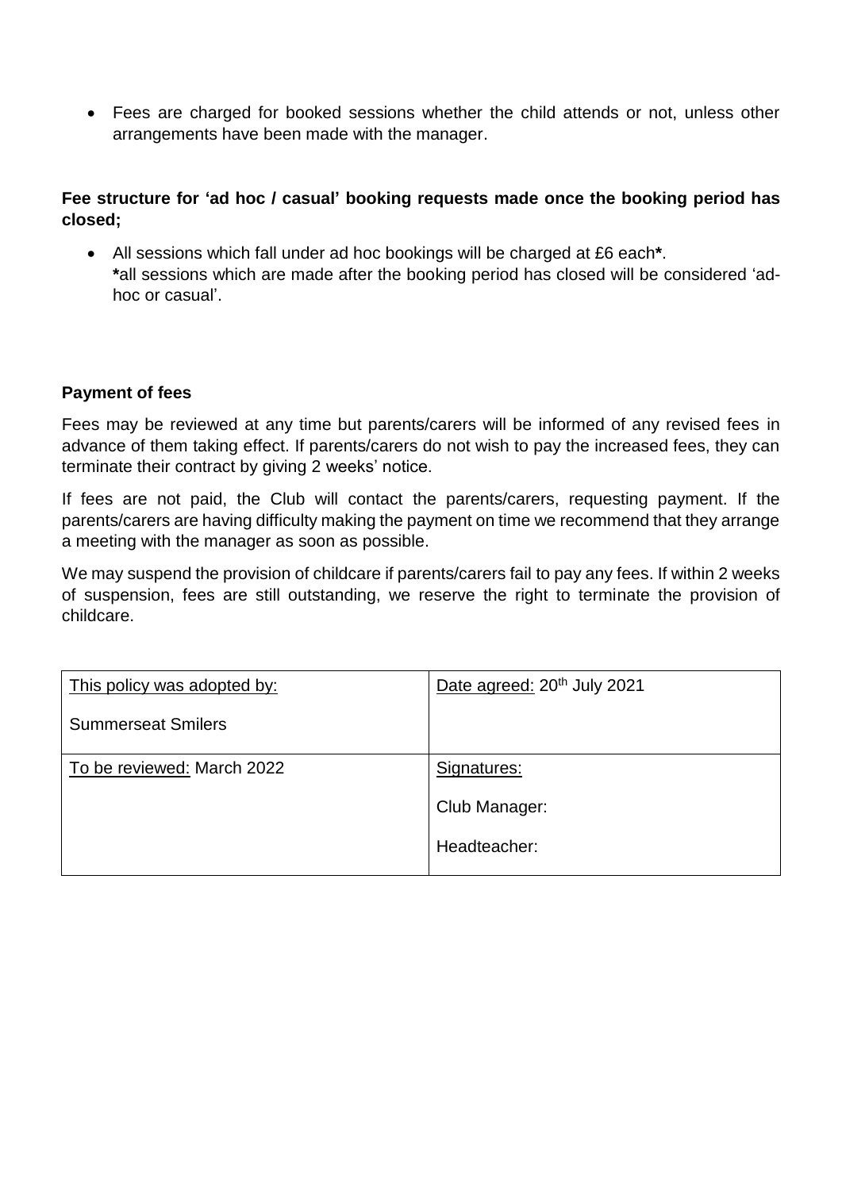- Fees are charged for booked sessions whether the child attends or not, unless other arrangements have been made with the manager.

**Fee structure for 'ad hoc / casual' booking requests made once the booking period has closed;**

- All sessions which fall under ad hoc bookings will be charged at £6 each**\***.
  **\***all sessions which are made after the booking period has closed will be considered 'ad-hoc or casual'.

**Payment of fees**

Fees may be reviewed at any time but parents/carers will be informed of any revised fees in advance of them taking effect. If parents/carers do not wish to pay the increased fees, they can terminate their contract by giving 2 weeks' notice.

If fees are not paid, the Club will contact the parents/carers, requesting payment. If the parents/carers are having difficulty making the payment on time we recommend that they arrange a meeting with the manager as soon as possible.

We may suspend the provision of childcare if parents/carers fail to pay any fees. If within 2 weeks of suspension, fees are still outstanding, we reserve the right to terminate the provision of childcare.

| | |
|---|---|
| This policy was adopted by:<br><br>Summerseat Smilers | Date agreed: 20th July 2021 |
| To be reviewed: March 2022 | Signatures:<br><br>Club Manager:<br><br>Headteacher: |